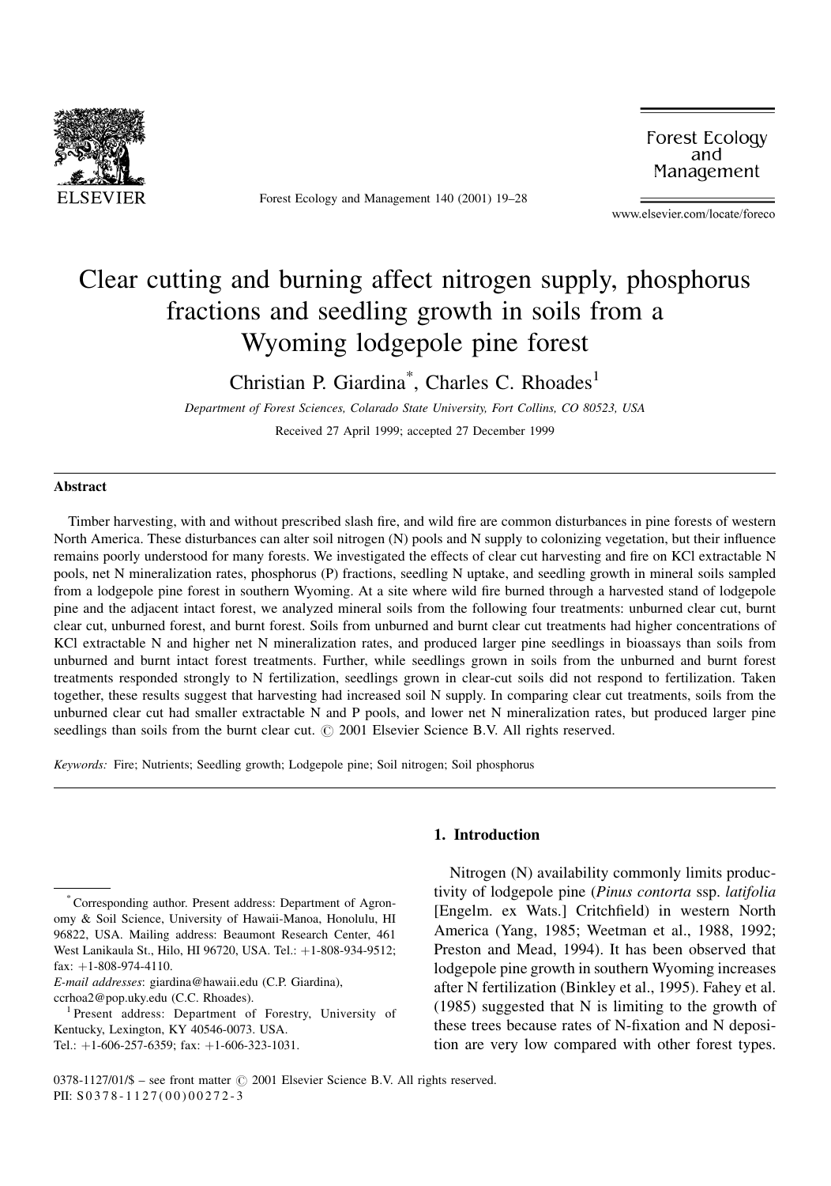# Clear cutting and burning affect nitrogen supply, phosphorus fractions and seedling growth in soils from a Wyoming lodgepole pine forest

Christian P. Giardina*, Charles C. Rhoades[1]

*Department of Forest Sciences, Colorado State University, Fort Collins, CO 80523, USA*

Received 27 April 1999; accepted 27 December 1999

## Abstract

Timber harvesting, with and without prescribed slash fire, and wild fire are common disturbances in pine forests of western North America. These disturbances can alter soil nitrogen (N) pools and N supply to colonizing vegetation, but their influence remains poorly understood for many forests. We investigated the effects of clear cut harvesting and fire on KCl extractable N pools, net N mineralization rates, phosphorus (P) fractions, seedling N uptake, and seedling growth in mineral soils sampled from a lodgepole pine forest in southern Wyoming. At a site where wild fire burned through a harvested stand of lodgepole pine and the adjacent intact forest, we analyzed mineral soils from the following four treatments: unburned clear cut, burnt clear cut, unburned forest, and burnt forest. Soils from unburned and burnt clear cut treatments had higher concentrations of KCl extractable N and higher net N mineralization rates, and produced larger pine seedlings in bioassays than soils from unburned and burnt intact forest treatments. Further, while seedlings grown in soils from the unburned and burnt forest treatments responded strongly to N fertilization, seedlings grown in clear-cut soils did not respond to fertilization. Taken together, these results suggest that harvesting had increased soil N supply. In comparing clear cut treatments, soils from the unburned clear cut had smaller extractable N and P pools, and lower net N mineralization rates, but produced larger pine seedlings than soils from the burnt clear cut. © 2001 Elsevier Science B.V. All rights reserved.

*Keywords:* Fire; Nutrients; Seedling growth; Lodgepole pine; Soil nitrogen; Soil phosphorus

## 1. Introduction

Nitrogen (N) availability commonly limits productivity of lodgepole pine (*Pinus contorta* ssp. *latifolia* [Engelm. ex Wats.] Critchfield) in western North America (Yang, 1985; Weetman et al., 1988, 1992; Preston and Mead, 1994). It has been observed that lodgepole pine growth in southern Wyoming increases after N fertilization (Binkley et al., 1995). Fahey et al. (1985) suggested that N is limiting to the growth of these trees because rates of N-fixation and N deposition are very low compared with other forest types.

---

* Corresponding author. Present address: Department of Agronomy & Soil Science, University of Hawaii-Manoa, Honolulu, HI 96822, USA. Mailing address: Beaumont Research Center, 461 West Lanikaula St., Hilo, HI 96720, USA. Tel.: +1-808-934-9512; fax: +1-808-974-4110.

*E-mail addresses*: giardina@hawaii.edu (C.P. Giardina), ccrhoa2@pop.uky.edu (C.C. Rhoades).

[1] Present address: Department of Forestry, University of Kentucky, Lexington, KY 40546-0073. USA. Tel.: +1-606-257-6359; fax: +1-606-323-1031.

0378-1127/01/$ – see front matter © 2001 Elsevier Science B.V. All rights reserved.
PII: S0378-1127(00)00272-3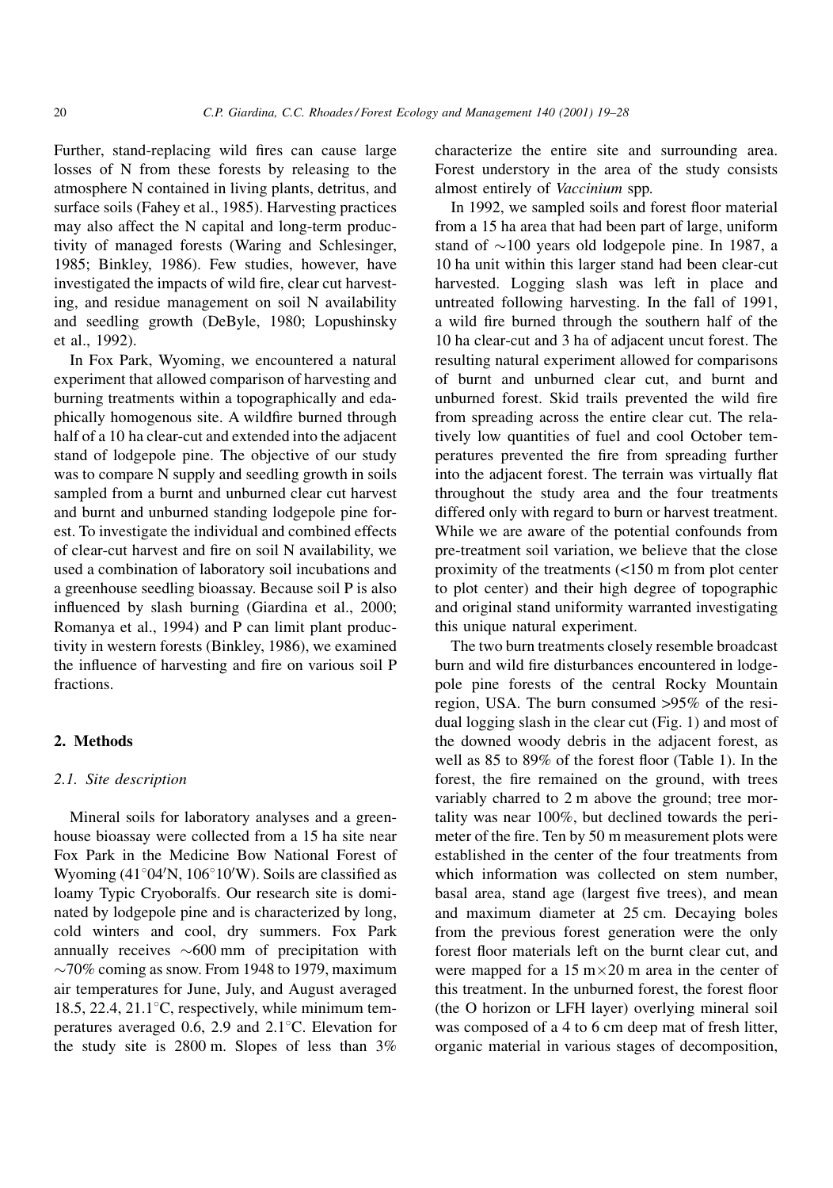Further, stand-replacing wild fires can cause large losses of N from these forests by releasing to the atmosphere N contained in living plants, detritus, and surface soils (Fahey et al., 1985). Harvesting practices may also affect the N capital and long-term productivity of managed forests (Waring and Schlesinger, 1985; Binkley, 1986). Few studies, however, have investigated the impacts of wild fire, clear cut harvesting, and residue management on soil N availability and seedling growth (DeByle, 1980; Lopushinsky et al., 1992).

In Fox Park, Wyoming, we encountered a natural experiment that allowed comparison of harvesting and burning treatments within a topographically and edaphically homogenous site. A wildfire burned through half of a 10 ha clear-cut and extended into the adjacent stand of lodgepole pine. The objective of our study was to compare N supply and seedling growth in soils sampled from a burnt and unburned clear cut harvest and burnt and unburned standing lodgepole pine forest. To investigate the individual and combined effects of clear-cut harvest and fire on soil N availability, we used a combination of laboratory soil incubations and a greenhouse seedling bioassay. Because soil P is also influenced by slash burning (Giardina et al., 2000; Romanya et al., 1994) and P can limit plant productivity in western forests (Binkley, 1986), we examined the influence of harvesting and fire on various soil P fractions.

## 2. Methods

### 2.1. Site description

Mineral soils for laboratory analyses and a greenhouse bioassay were collected from a 15 ha site near Fox Park in the Medicine Bow National Forest of Wyoming (41°04′N, 106°10′W). Soils are classified as loamy Typic Cryoboralfs. Our research site is dominated by lodgepole pine and is characterized by long, cold winters and cool, dry summers. Fox Park annually receives ~600 mm of precipitation with ~70% coming as snow. From 1948 to 1979, maximum air temperatures for June, July, and August averaged 18.5, 22.4, 21.1°C, respectively, while minimum temperatures averaged 0.6, 2.9 and 2.1°C. Elevation for the study site is 2800 m. Slopes of less than 3% characterize the entire site and surrounding area. Forest understory in the area of the study consists almost entirely of *Vaccinium* spp.

In 1992, we sampled soils and forest floor material from a 15 ha area that had been part of large, uniform stand of ~100 years old lodgepole pine. In 1987, a 10 ha unit within this larger stand had been clear-cut harvested. Logging slash was left in place and untreated following harvesting. In the fall of 1991, a wild fire burned through the southern half of the 10 ha clear-cut and 3 ha of adjacent uncut forest. The resulting natural experiment allowed for comparisons of burnt and unburned clear cut, and burnt and unburned forest. Skid trails prevented the wild fire from spreading across the entire clear cut. The relatively low quantities of fuel and cool October temperatures prevented the fire from spreading further into the adjacent forest. The terrain was virtually flat throughout the study area and the four treatments differed only with regard to burn or harvest treatment. While we are aware of the potential confounds from pre-treatment soil variation, we believe that the close proximity of the treatments (<150 m from plot center to plot center) and their high degree of topographic and original stand uniformity warranted investigating this unique natural experiment.

The two burn treatments closely resemble broadcast burn and wild fire disturbances encountered in lodgepole pine forests of the central Rocky Mountain region, USA. The burn consumed >95% of the residual logging slash in the clear cut (Fig. 1) and most of the downed woody debris in the adjacent forest, as well as 85 to 89% of the forest floor (Table 1). In the forest, the fire remained on the ground, with trees variably charred to 2 m above the ground; tree mortality was near 100%, but declined towards the perimeter of the fire. Ten by 50 m measurement plots were established in the center of the four treatments from which information was collected on stem number, basal area, stand age (largest five trees), and mean and maximum diameter at 25 cm. Decaying boles from the previous forest generation were the only forest floor materials left on the burnt clear cut, and were mapped for a 15 m×20 m area in the center of this treatment. In the unburned forest, the forest floor (the O horizon or LFH layer) overlying mineral soil was composed of a 4 to 6 cm deep mat of fresh litter, organic material in various stages of decomposition,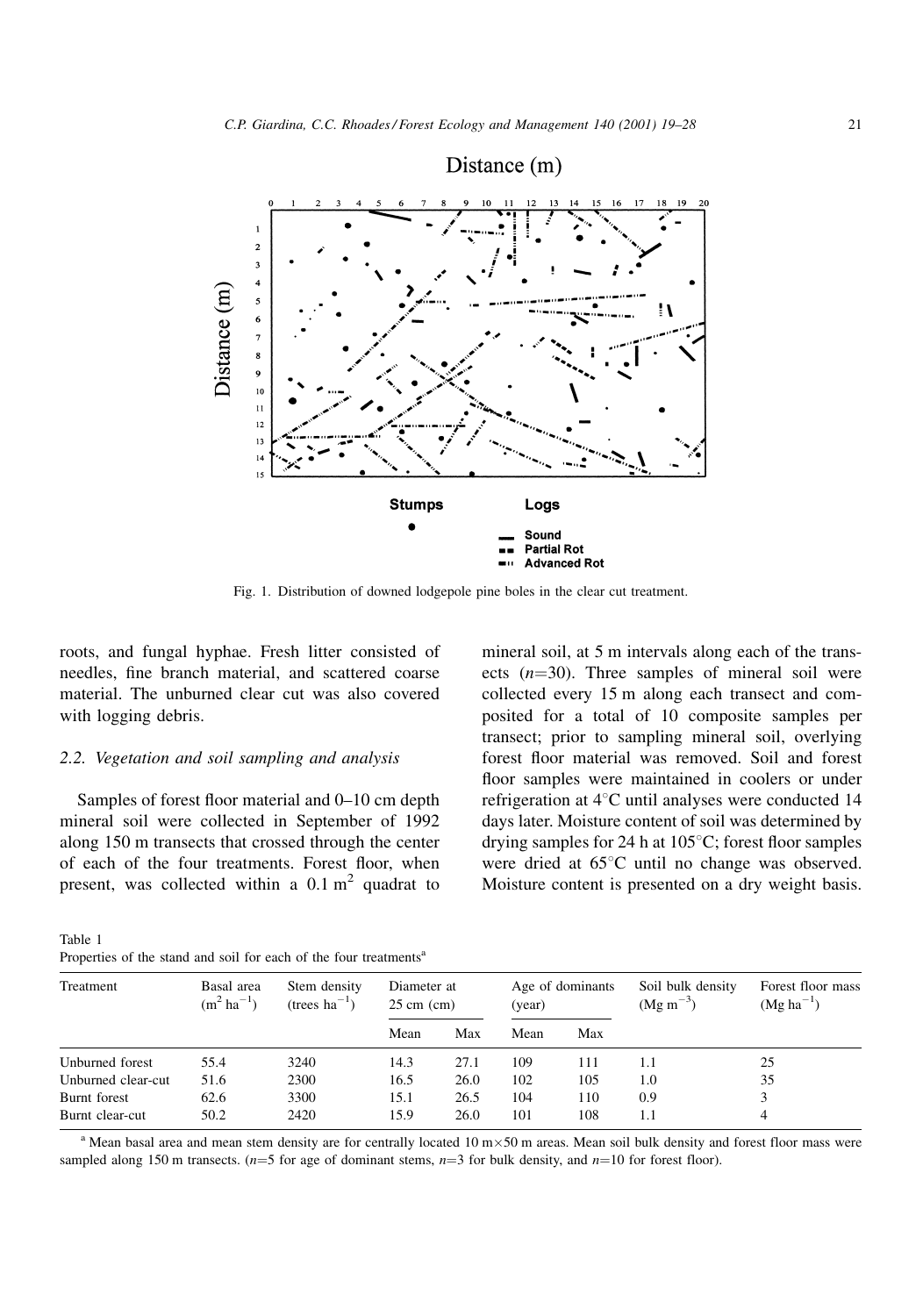Fig. 1. Distribution of downed lodgepole pine boles in the clear cut treatment.

roots, and fungal hyphae. Fresh litter consisted of needles, fine branch material, and scattered coarse material. The unburned clear cut was also covered with logging debris.

### 2.2. Vegetation and soil sampling and analysis

Samples of forest floor material and 0–10 cm depth mineral soil were collected in September of 1992 along 150 m transects that crossed through the center of each of the four treatments. Forest floor, when present, was collected within a 0.1 $m^2$ quadrat to mineral soil, at 5 m intervals along each of the transects ($n$=30). Three samples of mineral soil were collected every 15 m along each transect and composited for a total of 10 composite samples per transect; prior to sampling mineral soil, overlying forest floor material was removed. Soil and forest floor samples were maintained in coolers or under refrigeration at 4°C until analyses were conducted 14 days later. Moisture content of soil was determined by drying samples for 24 h at 105°C; forest floor samples were dried at 65°C until no change was observed. Moisture content is presented on a dry weight basis.

Table 1
Properties of the stand and soil for each of the four treatments[a]

| Treatment | Basal area ($m^2$ $ha^{-1}$) | Stem density (trees $ha^{-1}$) | Diameter at 25 cm (cm) | | Age of dominants (year) | | Soil bulk density (Mg $m^{-3}$) | Forest floor mass (Mg $ha^{-1}$) |
|---|---|---|---|---|---|---|---|---|
| | | | Mean | Max | Mean | Max | | |
| Unburned forest | 55.4 | 3240 | 14.3 | 27.1 | 109 | 111 | 1.1 | 25 |
| Unburned clear-cut | 51.6 | 2300 | 16.5 | 26.0 | 102 | 105 | 1.0 | 35 |
| Burnt forest | 62.6 | 3300 | 15.1 | 26.5 | 104 | 110 | 0.9 | 3 |
| Burnt clear-cut | 50.2 | 2420 | 15.9 | 26.0 | 101 | 108 | 1.1 | 4 |

[a] Mean basal area and mean stem density are for centrally located 10 m×50 m areas. Mean soil bulk density and forest floor mass were sampled along 150 m transects. ($n$=5 for age of dominant stems, $n$=3 for bulk density, and $n$=10 for forest floor).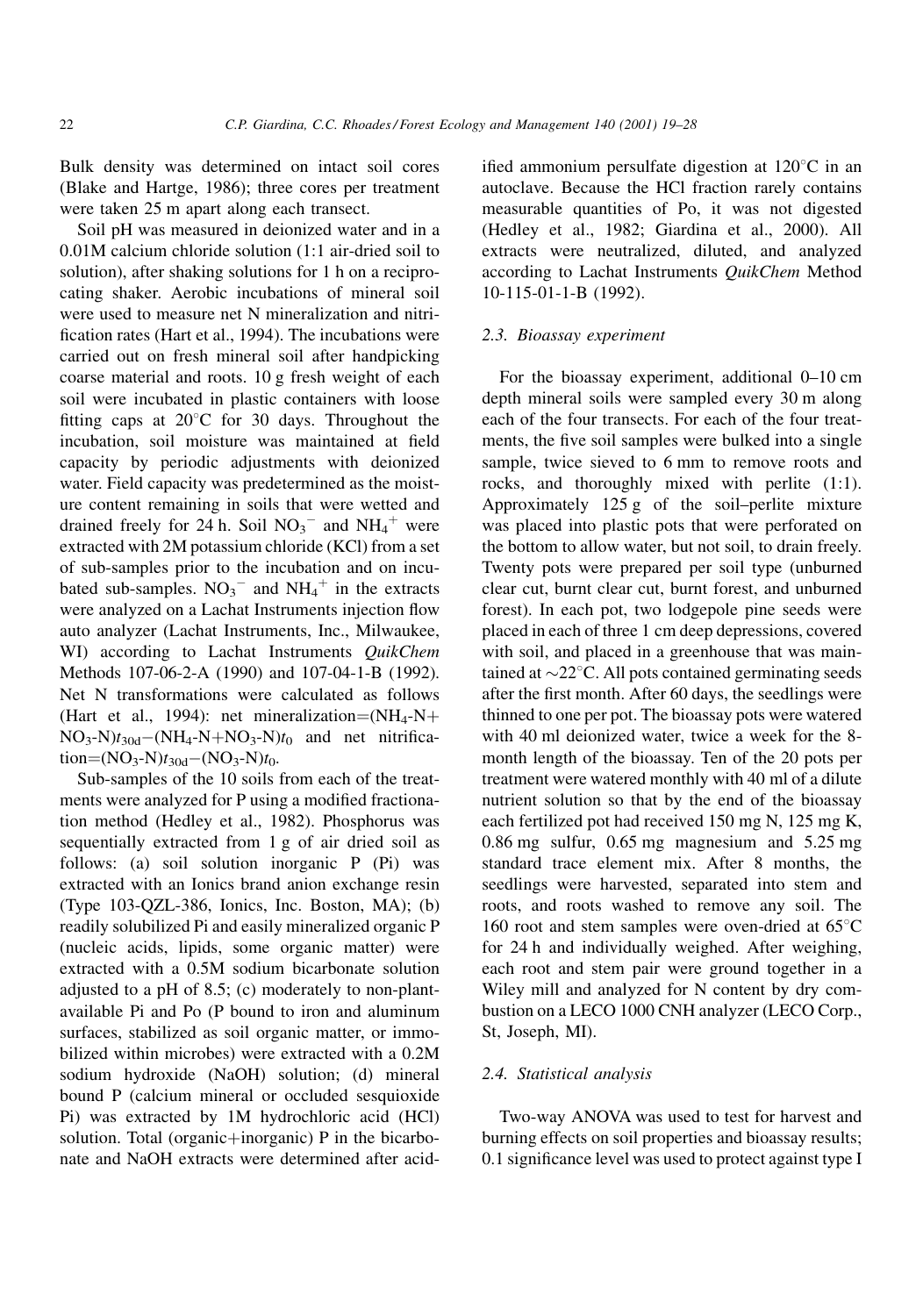Bulk density was determined on intact soil cores (Blake and Hartge, 1986); three cores per treatment were taken 25 m apart along each transect.

Soil pH was measured in deionized water and in a 0.01M calcium chloride solution (1:1 air-dried soil to solution), after shaking solutions for 1 h on a reciprocating shaker. Aerobic incubations of mineral soil were used to measure net N mineralization and nitrification rates (Hart et al., 1994). The incubations were carried out on fresh mineral soil after handpicking coarse material and roots. 10 g fresh weight of each soil were incubated in plastic containers with loose fitting caps at 20°C for 30 days. Throughout the incubation, soil moisture was maintained at field capacity by periodic adjustments with deionized water. Field capacity was predetermined as the moisture content remaining in soils that were wetted and drained freely for 24 h. Soil $NO_3^-$ and $NH_4^+$ were extracted with 2M potassium chloride (KCl) from a set of sub-samples prior to the incubation and on incubated sub-samples. $NO_3^-$ and $NH_4^+$ in the extracts were analyzed on a Lachat Instruments injection flow auto analyzer (Lachat Instruments, Inc., Milwaukee, WI) according to Lachat Instruments *QuikChem* Methods 107-06-2-A (1990) and 107-04-1-B (1992). Net N transformations were calculated as follows (Hart et al., 1994): net mineralization=$(NH_4\text{-}N+NO_3\text{-}N)t_{30d}-(NH_4\text{-}N+NO_3\text{-}N)t_0$ and net nitrification=$(NO_3\text{-}N)t_{30d}-(NO_3\text{-}N)t_0$.

Sub-samples of the 10 soils from each of the treatments were analyzed for P using a modified fractionation method (Hedley et al., 1982). Phosphorus was sequentially extracted from 1 g of air dried soil as follows: (a) soil solution inorganic P (Pi) was extracted with an Ionics brand anion exchange resin (Type 103-QZL-386, Ionics, Inc. Boston, MA); (b) readily solubilized Pi and easily mineralized organic P (nucleic acids, lipids, some organic matter) were extracted with a 0.5M sodium bicarbonate solution adjusted to a pH of 8.5; (c) moderately to non-plant-available Pi and Po (P bound to iron and aluminum surfaces, stabilized as soil organic matter, or immobilized within microbes) were extracted with a 0.2M sodium hydroxide (NaOH) solution; (d) mineral bound P (calcium mineral or occluded sesquioxide Pi) was extracted by 1M hydrochloric acid (HCl) solution. Total (organic+inorganic) P in the bicarbonate and NaOH extracts were determined after acidified ammonium persulfate digestion at 120°C in an autoclave. Because the HCl fraction rarely contains measurable quantities of Po, it was not digested (Hedley et al., 1982; Giardina et al., 2000). All extracts were neutralized, diluted, and analyzed according to Lachat Instruments *QuikChem* Method 10-115-01-1-B (1992).

### 2.3. Bioassay experiment

For the bioassay experiment, additional 0–10 cm depth mineral soils were sampled every 30 m along each of the four transects. For each of the four treatments, the five soil samples were bulked into a single sample, twice sieved to 6 mm to remove roots and rocks, and thoroughly mixed with perlite (1:1). Approximately 125 g of the soil–perlite mixture was placed into plastic pots that were perforated on the bottom to allow water, but not soil, to drain freely. Twenty pots were prepared per soil type (unburned clear cut, burnt clear cut, burnt forest, and unburned forest). In each pot, two lodgepole pine seeds were placed in each of three 1 cm deep depressions, covered with soil, and placed in a greenhouse that was maintained at ~22°C. All pots contained germinating seeds after the first month. After 60 days, the seedlings were thinned to one per pot. The bioassay pots were watered with 40 ml deionized water, twice a week for the 8-month length of the bioassay. Ten of the 20 pots per treatment were watered monthly with 40 ml of a dilute nutrient solution so that by the end of the bioassay each fertilized pot had received 150 mg N, 125 mg K, 0.86 mg sulfur, 0.65 mg magnesium and 5.25 mg standard trace element mix. After 8 months, the seedlings were harvested, separated into stem and roots, and roots washed to remove any soil. The 160 root and stem samples were oven-dried at 65°C for 24 h and individually weighed. After weighing, each root and stem pair were ground together in a Wiley mill and analyzed for N content by dry combustion on a LECO 1000 CNH analyzer (LECO Corp., St, Joseph, MI).

### 2.4. Statistical analysis

Two-way ANOVA was used to test for harvest and burning effects on soil properties and bioassay results; 0.1 significance level was used to protect against type I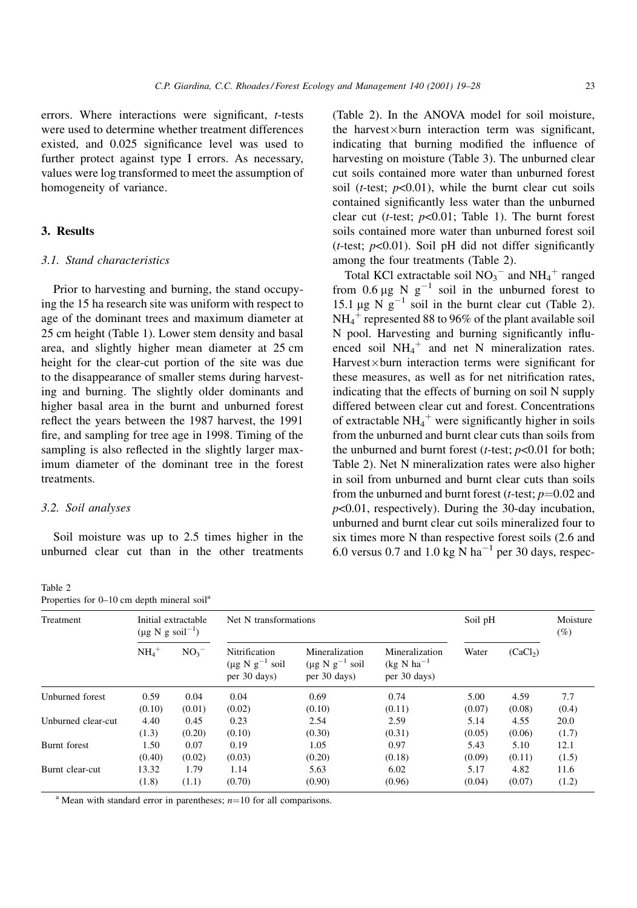errors. Where interactions were significant, *t*-tests were used to determine whether treatment differences existed, and 0.025 significance level was used to further protect against type I errors. As necessary, values were log transformed to meet the assumption of homogeneity of variance.

## 3. Results

### 3.1. Stand characteristics

Prior to harvesting and burning, the stand occupying the 15 ha research site was uniform with respect to age of the dominant trees and maximum diameter at 25 cm height (Table 1). Lower stem density and basal area, and slightly higher mean diameter at 25 cm height for the clear-cut portion of the site was due to the disappearance of smaller stems during harvesting and burning. The slightly older dominants and higher basal area in the burnt and unburned forest reflect the years between the 1987 harvest, the 1991 fire, and sampling for tree age in 1998. Timing of the sampling is also reflected in the slightly larger maximum diameter of the dominant tree in the forest treatments.

### 3.2. Soil analyses

Soil moisture was up to 2.5 times higher in the unburned clear cut than in the other treatments (Table 2). In the ANOVA model for soil moisture, the harvest×burn interaction term was significant, indicating that burning modified the influence of harvesting on moisture (Table 3). The unburned clear cut soils contained more water than unburned forest soil (*t*-test; $p<0.01$), while the burnt clear cut soils contained significantly less water than the unburned clear cut (*t*-test; $p<0.01$; Table 1). The burnt forest soils contained more water than unburned forest soil (*t*-test; $p<0.01$). Soil pH did not differ significantly among the four treatments (Table 2).

Total KCl extractable soil $NO_3^-$ and $NH_4^+$ ranged from 0.6 μg N $g^{-1}$ soil in the unburned forest to 15.1 μg N $g^{-1}$ soil in the burnt clear cut (Table 2). $NH_4^+$ represented 88 to 96% of the plant available soil N pool. Harvesting and burning significantly influenced soil $NH_4^+$ and net N mineralization rates. Harvest×burn interaction terms were significant for these measures, as well as for net nitrification rates, indicating that the effects of burning on soil N supply differed between clear cut and forest. Concentrations of extractable $NH_4^+$ were significantly higher in soils from the unburned and burnt clear cuts than soils from the unburned and burnt forest (*t*-test; $p<0.01$ for both; Table 2). Net N mineralization rates were also higher in soil from unburned and burnt clear cuts than soils from the unburned and burnt forest (*t*-test; $p=0.02$ and $p<0.01$, respectively). During the 30-day incubation, unburned and burnt clear cut soils mineralized four to six times more N than respective forest soils (2.6 and 6.0 versus 0.7 and 1.0 kg N $ha^{-1}$ per 30 days, respec-

Table 2
Properties for 0–10 cm depth mineral soil[a]

| Treatment | Initial extractable (μg N g soil$^{-1}$) | | Net N transformations | | | Soil pH | | Moisture (%) |
|---|---|---|---|---|---|---|---|---|
| | $NH_4^+$ | $NO_3^-$ | Nitrification (μg N $g^{-1}$ soil per 30 days) | Mineralization (μg N $g^{-1}$ soil per 30 days) | Mineralization (kg N $ha^{-1}$ per 30 days) | Water | ($CaCl_2$) | |
| Unburned forest | 0.59 | 0.04 | 0.04 | 0.69 | 0.74 | 5.00 | 4.59 | 7.7 |
| | (0.10) | (0.01) | (0.02) | (0.10) | (0.11) | (0.07) | (0.08) | (0.4) |
| Unburned clear-cut | 4.40 | 0.45 | 0.23 | 2.54 | 2.59 | 5.14 | 4.55 | 20.0 |
| | (1.3) | (0.20) | (0.10) | (0.30) | (0.31) | (0.05) | (0.06) | (1.7) |
| Burnt forest | 1.50 | 0.07 | 0.19 | 1.05 | 0.97 | 5.43 | 5.10 | 12.1 |
| | (0.40) | (0.02) | (0.03) | (0.20) | (0.18) | (0.09) | (0.11) | (1.5) |
| Burnt clear-cut | 13.32 | 1.79 | 1.14 | 5.63 | 6.02 | 5.17 | 4.82 | 11.6 |
| | (1.8) | (1.1) | (0.70) | (0.90) | (0.96) | (0.04) | (0.07) | (1.2) |

[a] Mean with standard error in parentheses; $n=10$ for all comparisons.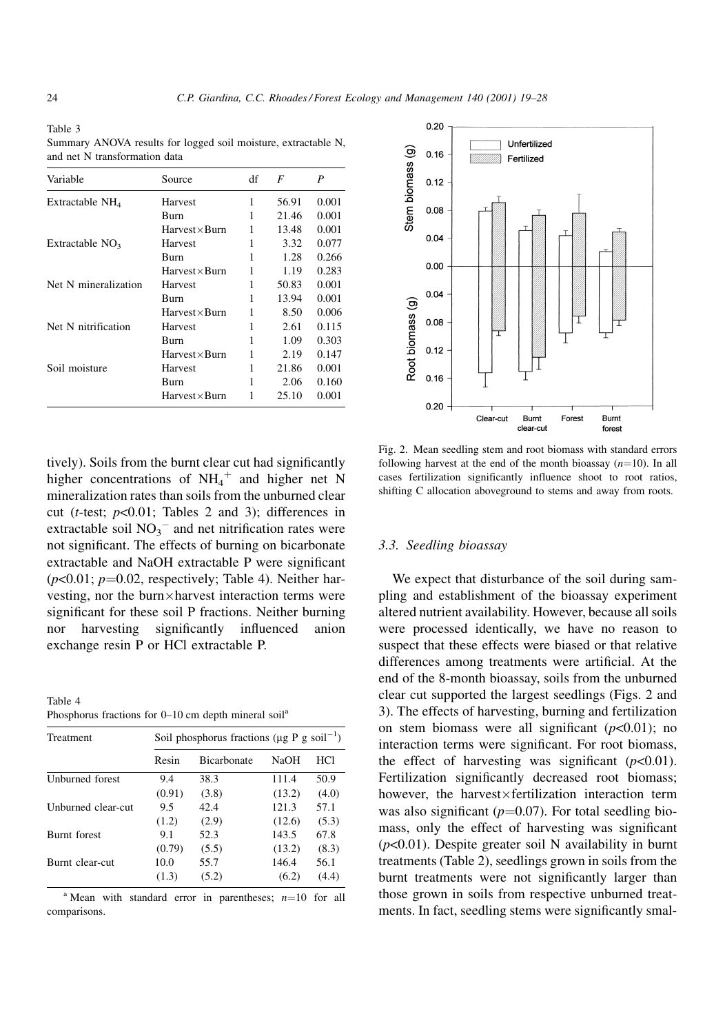Table 3
Summary ANOVA results for logged soil moisture, extractable N, and net N transformation data

| Variable | Source | df | $F$ | $P$ |
|---|---|---|---|---|
| Extractable $NH_4$ | Harvest | 1 | 56.91 | 0.001 |
| | Burn | 1 | 21.46 | 0.001 |
| | Harvest×Burn | 1 | 13.48 | 0.001 |
| Extractable $NO_3$ | Harvest | 1 | 3.32 | 0.077 |
| | Burn | 1 | 1.28 | 0.266 |
| | Harvest×Burn | 1 | 1.19 | 0.283 |
| Net N mineralization | Harvest | 1 | 50.83 | 0.001 |
| | Burn | 1 | 13.94 | 0.001 |
| | Harvest×Burn | 1 | 8.50 | 0.006 |
| Net N nitrification | Harvest | 1 | 2.61 | 0.115 |
| | Burn | 1 | 1.09 | 0.303 |
| | Harvest×Burn | 1 | 2.19 | 0.147 |
| Soil moisture | Harvest | 1 | 21.86 | 0.001 |
| | Burn | 1 | 2.06 | 0.160 |
| | Harvest×Burn | 1 | 25.10 | 0.001 |

tively). Soils from the burnt clear cut had significantly higher concentrations of $NH_4^+$ and higher net N mineralization rates than soils from the unburned clear cut ($t$-test; $p<0.01$; Tables 2 and 3); differences in extractable soil $NO_3^-$ and net nitrification rates were not significant. The effects of burning on bicarbonate extractable and NaOH extractable P were significant ($p<0.01$; $p=0.02$, respectively; Table 4). Neither harvesting, nor the burn×harvest interaction terms were significant for these soil P fractions. Neither burning nor harvesting significantly influenced anion exchange resin P or HCl extractable P.

Table 4
Phosphorus fractions for 0–10 cm depth mineral soil[a]

| Treatment | Soil phosphorus fractions (μg P g soil$^{-1}$) | | | |
|---|---|---|---|---|
| | Resin | Bicarbonate | NaOH | HCl |
| Unburned forest | 9.4 | 38.3 | 111.4 | 50.9 |
| | (0.91) | (3.8) | (13.2) | (4.0) |
| Unburned clear-cut | 9.5 | 42.4 | 121.3 | 57.1 |
| | (1.2) | (2.9) | (12.6) | (5.3) |
| Burnt forest | 9.1 | 52.3 | 143.5 | 67.8 |
| | (0.79) | (5.5) | (13.2) | (8.3) |
| Burnt clear-cut | 10.0 | 55.7 | 146.4 | 56.1 |
| | (1.3) | (5.2) | (6.2) | (4.4) |

[a] Mean with standard error in parentheses; $n=10$ for all comparisons.

Fig. 2. Mean seedling stem and root biomass with standard errors following harvest at the end of the month bioassay ($n=10$). In all cases fertilization significantly influence shoot to root ratios, shifting C allocation aboveground to stems and away from roots.

### 3.3. Seedling bioassay

We expect that disturbance of the soil during sampling and establishment of the bioassay experiment altered nutrient availability. However, because all soils were processed identically, we have no reason to suspect that these effects were biased or that relative differences among treatments were artificial. At the end of the 8-month bioassay, soils from the unburned clear cut supported the largest seedlings (Figs. 2 and 3). The effects of harvesting, burning and fertilization on stem biomass were all significant ($p<0.01$); no interaction terms were significant. For root biomass, the effect of harvesting was significant ($p<0.01$). Fertilization significantly decreased root biomass; however, the harvest×fertilization interaction term was also significant ($p=0.07$). For total seedling biomass, only the effect of harvesting was significant ($p<0.01$). Despite greater soil N availability in burnt treatments (Table 2), seedlings grown in soils from the burnt treatments were not significantly larger than those grown in soils from respective unburned treatments. In fact, seedling stems were significantly smal-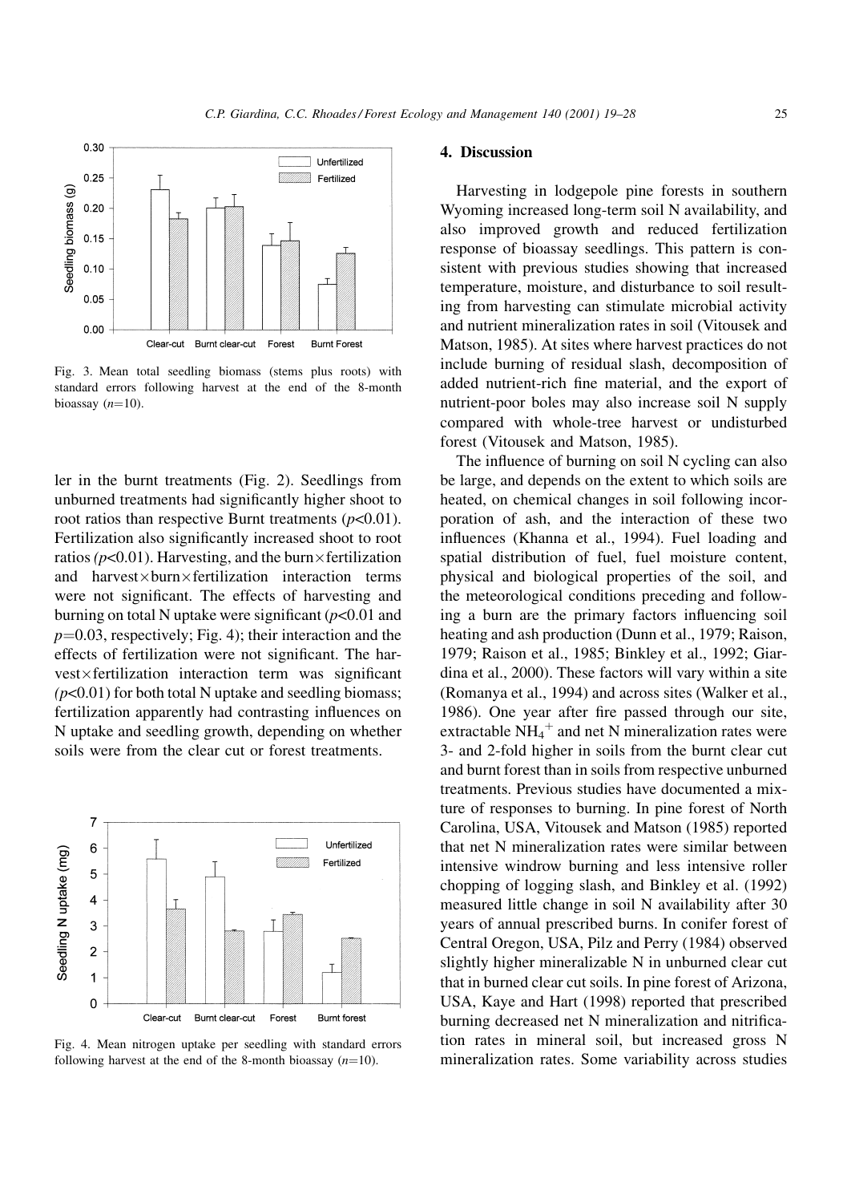Fig. 3. Mean total seedling biomass (stems plus roots) with standard errors following harvest at the end of the 8-month bioassay ($n$=10).

ler in the burnt treatments (Fig. 2). Seedlings from unburned treatments had significantly higher shoot to root ratios than respective Burnt treatments ($p$<0.01). Fertilization also significantly increased shoot to root ratios ($p$<0.01). Harvesting, and the burn×fertilization and harvest×burn×fertilization interaction terms were not significant. The effects of harvesting and burning on total N uptake were significant ($p$<0.01 and $p$=0.03, respectively; Fig. 4); their interaction and the effects of fertilization were not significant. The harvest×fertilization interaction term was significant ($p$<0.01) for both total N uptake and seedling biomass; fertilization apparently had contrasting influences on N uptake and seedling growth, depending on whether soils were from the clear cut or forest treatments.

Fig. 4. Mean nitrogen uptake per seedling with standard errors following harvest at the end of the 8-month bioassay ($n$=10).

## 4. Discussion

Harvesting in lodgepole pine forests in southern Wyoming increased long-term soil N availability, and also improved growth and reduced fertilization response of bioassay seedlings. This pattern is consistent with previous studies showing that increased temperature, moisture, and disturbance to soil resulting from harvesting can stimulate microbial activity and nutrient mineralization rates in soil (Vitousek and Matson, 1985). At sites where harvest practices do not include burning of residual slash, decomposition of added nutrient-rich fine material, and the export of nutrient-poor boles may also increase soil N supply compared with whole-tree harvest or undisturbed forest (Vitousek and Matson, 1985).

The influence of burning on soil N cycling can also be large, and depends on the extent to which soils are heated, on chemical changes in soil following incorporation of ash, and the interaction of these two influences (Khanna et al., 1994). Fuel loading and spatial distribution of fuel, fuel moisture content, physical and biological properties of the soil, and the meteorological conditions preceding and following a burn are the primary factors influencing soil heating and ash production (Dunn et al., 1979; Raison, 1979; Raison et al., 1985; Binkley et al., 1992; Giardina et al., 2000). These factors will vary within a site (Romanya et al., 1994) and across sites (Walker et al., 1986). One year after fire passed through our site, extractable $NH_4^+$ and net N mineralization rates were 3- and 2-fold higher in soils from the burnt clear cut and burnt forest than in soils from respective unburned treatments. Previous studies have documented a mixture of responses to burning. In pine forest of North Carolina, USA, Vitousek and Matson (1985) reported that net N mineralization rates were similar between intensive windrow burning and less intensive roller chopping of logging slash, and Binkley et al. (1992) measured little change in soil N availability after 30 years of annual prescribed burns. In conifer forest of Central Oregon, USA, Pilz and Perry (1984) observed slightly higher mineralizable N in unburned clear cut that in burned clear cut soils. In pine forest of Arizona, USA, Kaye and Hart (1998) reported that prescribed burning decreased net N mineralization and nitrification rates in mineral soil, but increased gross N mineralization rates. Some variability across studies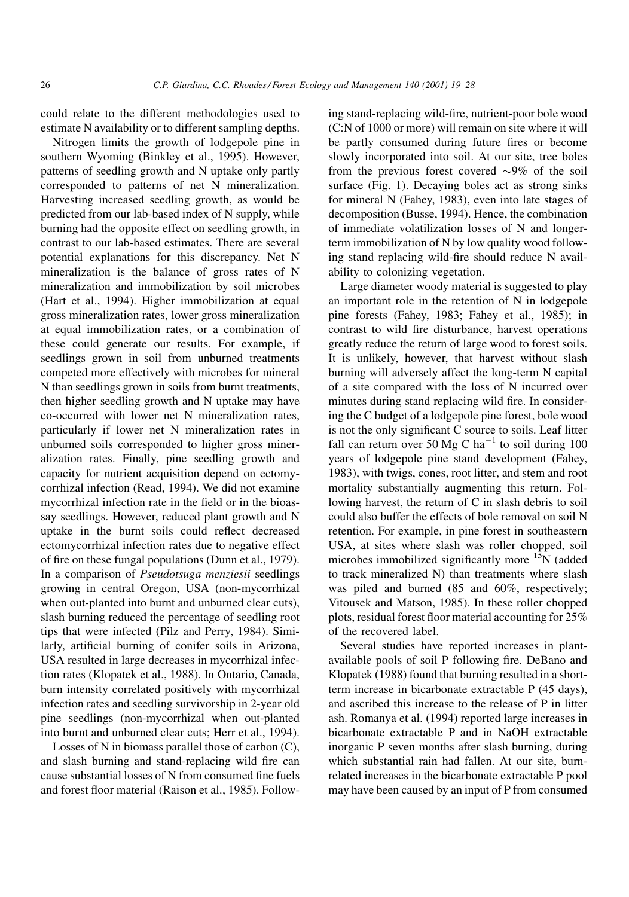could relate to the different methodologies used to estimate N availability or to different sampling depths.

Nitrogen limits the growth of lodgepole pine in southern Wyoming (Binkley et al., 1995). However, patterns of seedling growth and N uptake only partly corresponded to patterns of net N mineralization. Harvesting increased seedling growth, as would be predicted from our lab-based index of N supply, while burning had the opposite effect on seedling growth, in contrast to our lab-based estimates. There are several potential explanations for this discrepancy. Net N mineralization is the balance of gross rates of N mineralization and immobilization by soil microbes (Hart et al., 1994). Higher immobilization at equal gross mineralization rates, lower gross mineralization at equal immobilization rates, or a combination of these could generate our results. For example, if seedlings grown in soil from unburned treatments competed more effectively with microbes for mineral N than seedlings grown in soils from burnt treatments, then higher seedling growth and N uptake may have co-occurred with lower net N mineralization rates, particularly if lower net N mineralization rates in unburned soils corresponded to higher gross mineralization rates. Finally, pine seedling growth and capacity for nutrient acquisition depend on ectomycorrhizal infection (Read, 1994). We did not examine mycorrhizal infection rate in the field or in the bioassay seedlings. However, reduced plant growth and N uptake in the burnt soils could reflect decreased ectomycorrhizal infection rates due to negative effect of fire on these fungal populations (Dunn et al., 1979). In a comparison of *Pseudotsuga menziesii* seedlings growing in central Oregon, USA (non-mycorrhizal when out-planted into burnt and unburned clear cuts), slash burning reduced the percentage of seedling root tips that were infected (Pilz and Perry, 1984). Similarly, artificial burning of conifer soils in Arizona, USA resulted in large decreases in mycorrhizal infection rates (Klopatek et al., 1988). In Ontario, Canada, burn intensity correlated positively with mycorrhizal infection rates and seedling survivorship in 2-year old pine seedlings (non-mycorrhizal when out-planted into burnt and unburned clear cuts; Herr et al., 1994).

Losses of N in biomass parallel those of carbon (C), and slash burning and stand-replacing wild fire can cause substantial losses of N from consumed fine fuels and forest floor material (Raison et al., 1985). Following stand-replacing wild-fire, nutrient-poor bole wood (C:N of 1000 or more) will remain on site where it will be partly consumed during future fires or become slowly incorporated into soil. At our site, tree boles from the previous forest covered ~9% of the soil surface (Fig. 1). Decaying boles act as strong sinks for mineral N (Fahey, 1983), even into late stages of decomposition (Busse, 1994). Hence, the combination of immediate volatilization losses of N and longer-term immobilization of N by low quality wood following stand replacing wild-fire should reduce N availability to colonizing vegetation.

Large diameter woody material is suggested to play an important role in the retention of N in lodgepole pine forests (Fahey, 1983; Fahey et al., 1985); in contrast to wild fire disturbance, harvest operations greatly reduce the return of large wood to forest soils. It is unlikely, however, that harvest without slash burning will adversely affect the long-term N capital of a site compared with the loss of N incurred over minutes during stand replacing wild fire. In considering the C budget of a lodgepole pine forest, bole wood is not the only significant C source to soils. Leaf litter fall can return over 50 Mg C ha$^{-1}$ to soil during 100 years of lodgepole pine stand development (Fahey, 1983), with twigs, cones, root litter, and stem and root mortality substantially augmenting this return. Following harvest, the return of C in slash debris to soil could also buffer the effects of bole removal on soil N retention. For example, in pine forest in southeastern USA, at sites where slash was roller chopped, soil microbes immobilized significantly more $^{15}$N (added to track mineralized N) than treatments where slash was piled and burned (85 and 60%, respectively; Vitousek and Matson, 1985). In these roller chopped plots, residual forest floor material accounting for 25% of the recovered label.

Several studies have reported increases in plant-available pools of soil P following fire. DeBano and Klopatek (1988) found that burning resulted in a short-term increase in bicarbonate extractable P (45 days), and ascribed this increase to the release of P in litter ash. Romanya et al. (1994) reported large increases in bicarbonate extractable P and in NaOH extractable inorganic P seven months after slash burning, during which substantial rain had fallen. At our site, burn-related increases in the bicarbonate extractable P pool may have been caused by an input of P from consumed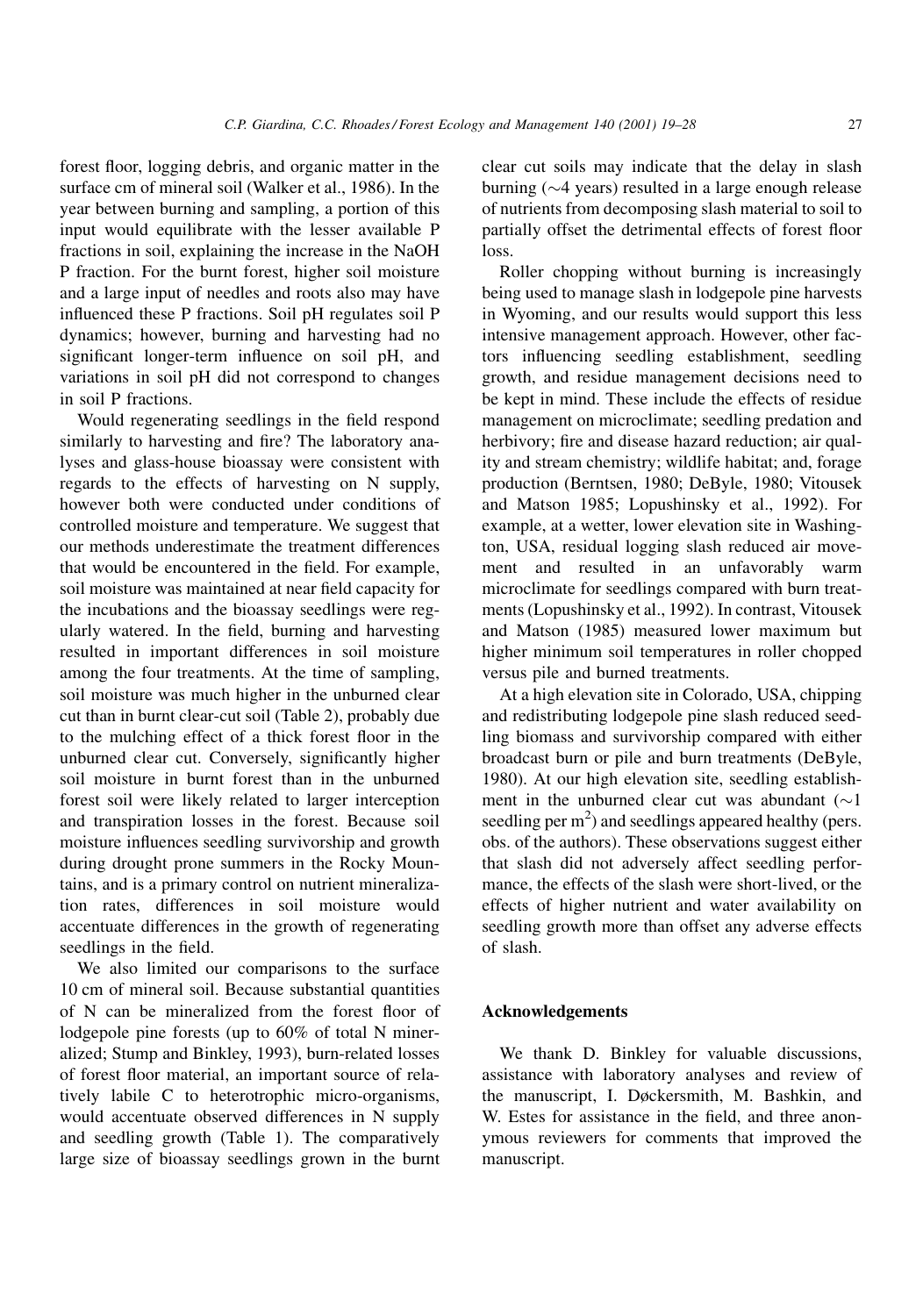forest floor, logging debris, and organic matter in the surface cm of mineral soil (Walker et al., 1986). In the year between burning and sampling, a portion of this input would equilibrate with the lesser available P fractions in soil, explaining the increase in the NaOH P fraction. For the burnt forest, higher soil moisture and a large input of needles and roots also may have influenced these P fractions. Soil pH regulates soil P dynamics; however, burning and harvesting had no significant longer-term influence on soil pH, and variations in soil pH did not correspond to changes in soil P fractions.

Would regenerating seedlings in the field respond similarly to harvesting and fire? The laboratory analyses and glass-house bioassay were consistent with regards to the effects of harvesting on N supply, however both were conducted under conditions of controlled moisture and temperature. We suggest that our methods underestimate the treatment differences that would be encountered in the field. For example, soil moisture was maintained at near field capacity for the incubations and the bioassay seedlings were regularly watered. In the field, burning and harvesting resulted in important differences in soil moisture among the four treatments. At the time of sampling, soil moisture was much higher in the unburned clear cut than in burnt clear-cut soil (Table 2), probably due to the mulching effect of a thick forest floor in the unburned clear cut. Conversely, significantly higher soil moisture in burnt forest than in the unburned forest soil were likely related to larger interception and transpiration losses in the forest. Because soil moisture influences seedling survivorship and growth during drought prone summers in the Rocky Mountains, and is a primary control on nutrient mineralization rates, differences in soil moisture would accentuate differences in the growth of regenerating seedlings in the field.

We also limited our comparisons to the surface 10 cm of mineral soil. Because substantial quantities of N can be mineralized from the forest floor of lodgepole pine forests (up to 60% of total N mineralized; Stump and Binkley, 1993), burn-related losses of forest floor material, an important source of relatively labile C to heterotrophic micro-organisms, would accentuate observed differences in N supply and seedling growth (Table 1). The comparatively large size of bioassay seedlings grown in the burnt clear cut soils may indicate that the delay in slash burning (~4 years) resulted in a large enough release of nutrients from decomposing slash material to soil to partially offset the detrimental effects of forest floor loss.

Roller chopping without burning is increasingly being used to manage slash in lodgepole pine harvests in Wyoming, and our results would support this less intensive management approach. However, other factors influencing seedling establishment, seedling growth, and residue management decisions need to be kept in mind. These include the effects of residue management on microclimate; seedling predation and herbivory; fire and disease hazard reduction; air quality and stream chemistry; wildlife habitat; and, forage production (Berntsen, 1980; DeByle, 1980; Vitousek and Matson 1985; Lopushinsky et al., 1992). For example, at a wetter, lower elevation site in Washington, USA, residual logging slash reduced air movement and resulted in an unfavorably warm microclimate for seedlings compared with burn treatments (Lopushinsky et al., 1992). In contrast, Vitousek and Matson (1985) measured lower maximum but higher minimum soil temperatures in roller chopped versus pile and burned treatments.

At a high elevation site in Colorado, USA, chipping and redistributing lodgepole pine slash reduced seedling biomass and survivorship compared with either broadcast burn or pile and burn treatments (DeByle, 1980). At our high elevation site, seedling establishment in the unburned clear cut was abundant (~1 seedling per $m^2$) and seedlings appeared healthy (pers. obs. of the authors). These observations suggest either that slash did not adversely affect seedling performance, the effects of the slash were short-lived, or the effects of higher nutrient and water availability on seedling growth more than offset any adverse effects of slash.

## Acknowledgements

We thank D. Binkley for valuable discussions, assistance with laboratory analyses and review of the manuscript, I. Døckersmith, M. Bashkin, and W. Estes for assistance in the field, and three anonymous reviewers for comments that improved the manuscript.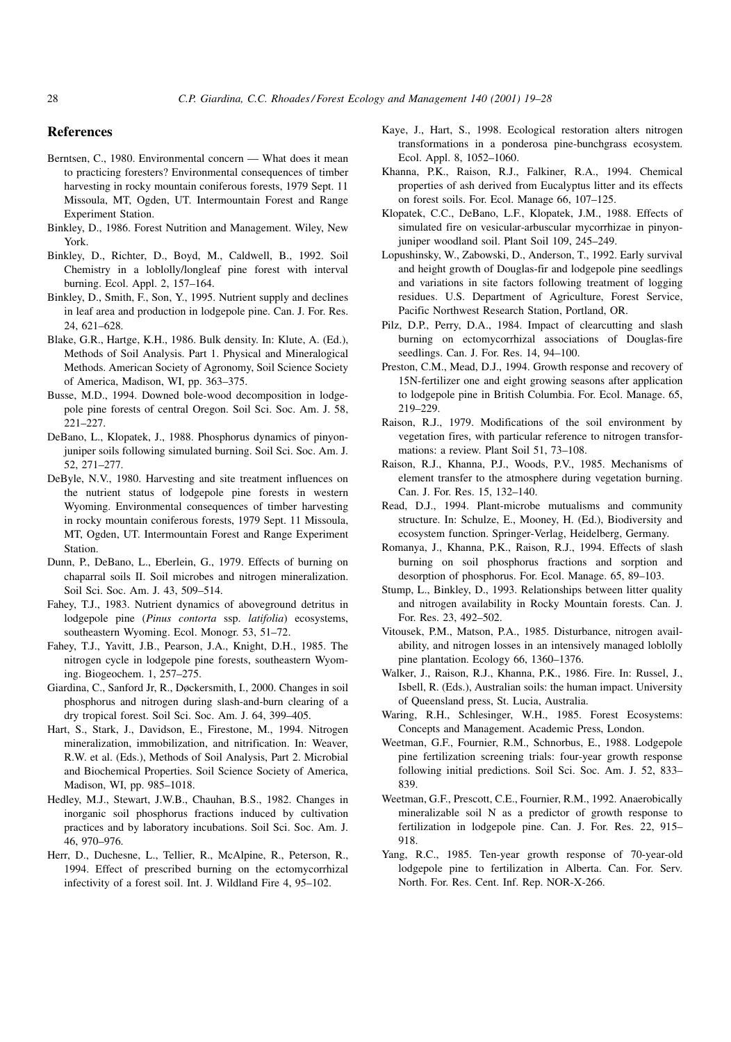## References

Berntsen, C., 1980. Environmental concern — What does it mean to practicing foresters? Environmental consequences of timber harvesting in rocky mountain coniferous forests, 1979 Sept. 11 Missoula, MT, Ogden, UT. Intermountain Forest and Range Experiment Station.

Binkley, D., 1986. Forest Nutrition and Management. Wiley, New York.

Binkley, D., Richter, D., Boyd, M., Caldwell, B., 1992. Soil Chemistry in a loblolly/longleaf pine forest with interval burning. Ecol. Appl. 2, 157–164.

Binkley, D., Smith, F., Son, Y., 1995. Nutrient supply and declines in leaf area and production in lodgepole pine. Can. J. For. Res. 24, 621–628.

Blake, G.R., Hartge, K.H., 1986. Bulk density. In: Klute, A. (Ed.), Methods of Soil Analysis. Part 1. Physical and Mineralogical Methods. American Society of Agronomy, Soil Science Society of America, Madison, WI, pp. 363–375.

Busse, M.D., 1994. Downed bole-wood decomposition in lodgepole pine forests of central Oregon. Soil Sci. Soc. Am. J. 58, 221–227.

DeBano, L., Klopatek, J., 1988. Phosphorus dynamics of pinyon-juniper soils following simulated burning. Soil Sci. Soc. Am. J. 52, 271–277.

DeByle, N.V., 1980. Harvesting and site treatment influences on the nutrient status of lodgepole pine forests in western Wyoming. Environmental consequences of timber harvesting in rocky mountain coniferous forests, 1979 Sept. 11 Missoula, MT, Ogden, UT. Intermountain Forest and Range Experiment Station.

Dunn, P., DeBano, L., Eberlein, G., 1979. Effects of burning on chaparral soils II. Soil microbes and nitrogen mineralization. Soil Sci. Soc. Am. J. 43, 509–514.

Fahey, T.J., 1983. Nutrient dynamics of aboveground detritus in lodgepole pine (*Pinus contorta* ssp. *latifolia*) ecosystems, southeastern Wyoming. Ecol. Monogr. 53, 51–72.

Fahey, T.J., Yavitt, J.B., Pearson, J.A., Knight, D.H., 1985. The nitrogen cycle in lodgepole pine forests, southeastern Wyoming. Biogeochem. 1, 257–275.

Giardina, C., Sanford Jr, R., Døckersmith, I., 2000. Changes in soil phosphorus and nitrogen during slash-and-burn clearing of a dry tropical forest. Soil Sci. Soc. Am. J. 64, 399–405.

Hart, S., Stark, J., Davidson, E., Firestone, M., 1994. Nitrogen mineralization, immobilization, and nitrification. In: Weaver, R.W. et al. (Eds.), Methods of Soil Analysis, Part 2. Microbial and Biochemical Properties. Soil Science Society of America, Madison, WI, pp. 985–1018.

Hedley, M.J., Stewart, J.W.B., Chauhan, B.S., 1982. Changes in inorganic soil phosphorus fractions induced by cultivation practices and by laboratory incubations. Soil Sci. Soc. Am. J. 46, 970–976.

Herr, D., Duchesne, L., Tellier, R., McAlpine, R., Peterson, R., 1994. Effect of prescribed burning on the ectomycorrhizal infectivity of a forest soil. Int. J. Wildland Fire 4, 95–102.

Kaye, J., Hart, S., 1998. Ecological restoration alters nitrogen transformations in a ponderosa pine-bunchgrass ecosystem. Ecol. Appl. 8, 1052–1060.

Khanna, P.K., Raison, R.J., Falkiner, R.A., 1994. Chemical properties of ash derived from Eucalyptus litter and its effects on forest soils. For. Ecol. Manage 66, 107–125.

Klopatek, C.C., DeBano, L.F., Klopatek, J.M., 1988. Effects of simulated fire on vesicular-arbuscular mycorrhizae in pinyon-juniper woodland soil. Plant Soil 109, 245–249.

Lopushinsky, W., Zabowski, D., Anderson, T., 1992. Early survival and height growth of Douglas-fir and lodgepole pine seedlings and variations in site factors following treatment of logging residues. U.S. Department of Agriculture, Forest Service, Pacific Northwest Research Station, Portland, OR.

Pilz, D.P., Perry, D.A., 1984. Impact of clearcutting and slash burning on ectomycorrhizal associations of Douglas-fire seedlings. Can. J. For. Res. 14, 94–100.

Preston, C.M., Mead, D.J., 1994. Growth response and recovery of 15N-fertilizer one and eight growing seasons after application to lodgepole pine in British Columbia. For. Ecol. Manage. 65, 219–229.

Raison, R.J., 1979. Modifications of the soil environment by vegetation fires, with particular reference to nitrogen transformations: a review. Plant Soil 51, 73–108.

Raison, R.J., Khanna, P.J., Woods, P.V., 1985. Mechanisms of element transfer to the atmosphere during vegetation burning. Can. J. For. Res. 15, 132–140.

Read, D.J., 1994. Plant-microbe mutualisms and community structure. In: Schulze, E., Mooney, H. (Ed.), Biodiversity and ecosystem function. Springer-Verlag, Heidelberg, Germany.

Romanya, J., Khanna, P.K., Raison, R.J., 1994. Effects of slash burning on soil phosphorus fractions and sorption and desorption of phosphorus. For. Ecol. Manage. 65, 89–103.

Stump, L., Binkley, D., 1993. Relationships between litter quality and nitrogen availability in Rocky Mountain forests. Can. J. For. Res. 23, 492–502.

Vitousek, P.M., Matson, P.A., 1985. Disturbance, nitrogen availability, and nitrogen losses in an intensively managed loblolly pine plantation. Ecology 66, 1360–1376.

Walker, J., Raison, R.J., Khanna, P.K., 1986. Fire. In: Russel, J., Isbell, R. (Eds.), Australian soils: the human impact. University of Queensland press, St. Lucia, Australia.

Waring, R.H., Schlesinger, W.H., 1985. Forest Ecosystems: Concepts and Management. Academic Press, London.

Weetman, G.F., Fournier, R.M., Schnorbus, E., 1988. Lodgepole pine fertilization screening trials: four-year growth response following initial predictions. Soil Sci. Soc. Am. J. 52, 833–839.

Weetman, G.F., Prescott, C.E., Fournier, R.M., 1992. Anaerobically mineralizable soil N as a predictor of growth response to fertilization in lodgepole pine. Can. J. For. Res. 22, 915–918.

Yang, R.C., 1985. Ten-year growth response of 70-year-old lodgepole pine to fertilization in Alberta. Can. For. Serv. North. For. Res. Cent. Inf. Rep. NOR-X-266.